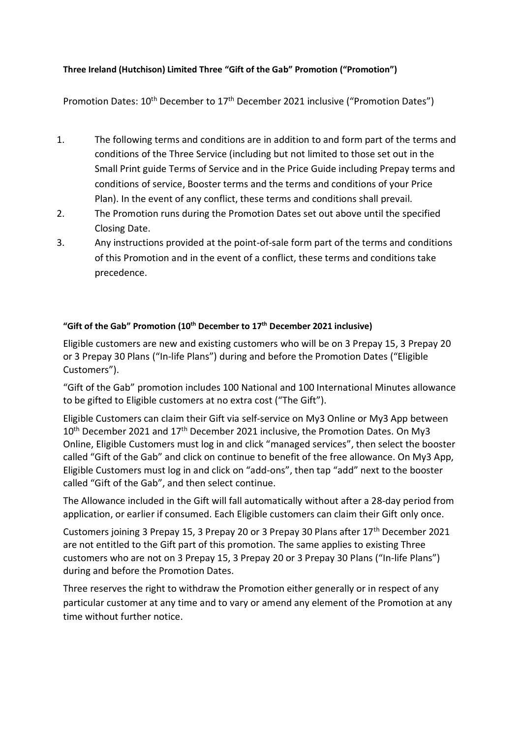**Three Ireland (Hutchison) Limited Three "Gift of the Gab" Promotion ("Promotion")**

Promotion Dates: 10th December to 17th December 2021 inclusive ("Promotion Dates")

1. The following terms and conditions are in addition to and form part of the terms and conditions of the Three Service (including but not limited to those set out in the Small Print guide Terms of Service and in the Price Guide including Prepay terms and conditions of service, Booster terms and the terms and conditions of your Price Plan). In the event of any conflict, these terms and conditions shall prevail.
2. The Promotion runs during the Promotion Dates set out above until the specified Closing Date.
3. Any instructions provided at the point-of-sale form part of the terms and conditions of this Promotion and in the event of a conflict, these terms and conditions take precedence.

**"Gift of the Gab" Promotion (10th December to 17th December 2021 inclusive)**

Eligible customers are new and existing customers who will be on 3 Prepay 15, 3 Prepay 20 or 3 Prepay 30 Plans ("In-life Plans") during and before the Promotion Dates ("Eligible Customers").

"Gift of the Gab" promotion includes 100 National and 100 International Minutes allowance to be gifted to Eligible customers at no extra cost ("The Gift").

Eligible Customers can claim their Gift via self-service on My3 Online or My3 App between 10th December 2021 and 17th December 2021 inclusive, the Promotion Dates. On My3 Online, Eligible Customers must log in and click "managed services", then select the booster called "Gift of the Gab" and click on continue to benefit of the free allowance. On My3 App, Eligible Customers must log in and click on "add-ons", then tap "add" next to the booster called "Gift of the Gab", and then select continue.

The Allowance included in the Gift will fall automatically without after a 28-day period from application, or earlier if consumed. Each Eligible customers can claim their Gift only once.

Customers joining 3 Prepay 15, 3 Prepay 20 or 3 Prepay 30 Plans after 17th December 2021 are not entitled to the Gift part of this promotion. The same applies to existing Three customers who are not on 3 Prepay 15, 3 Prepay 20 or 3 Prepay 30 Plans ("In-life Plans") during and before the Promotion Dates.

Three reserves the right to withdraw the Promotion either generally or in respect of any particular customer at any time and to vary or amend any element of the Promotion at any time without further notice.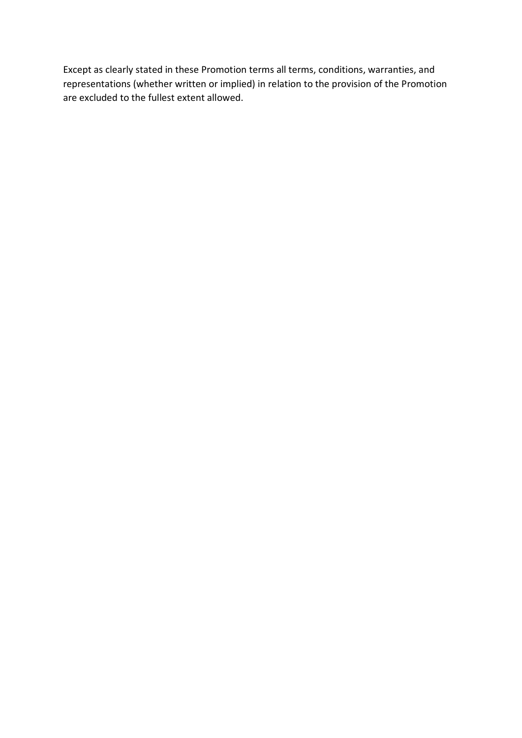Except as clearly stated in these Promotion terms all terms, conditions, warranties, and representations (whether written or implied) in relation to the provision of the Promotion are excluded to the fullest extent allowed.